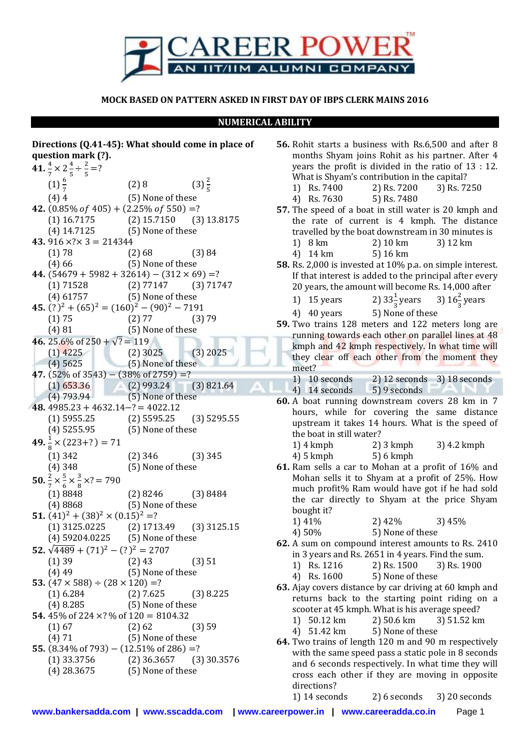**MOCK BASED ON PATTERN ASKED IN FIRST DAY OF IBPS CLERK MAINS 2016**

## NUMERICAL ABILITY

**Directions (Q.41-45): What should come in place of question mark (?).**

**41.** $\frac{4}{7} \times 2\frac{4}{5} \div \frac{2}{5} = ?$
(1) $\frac{6}{7}$ (2) 8 (3) $\frac{2}{5}$
(4) 4 (5) None of these

**42.** $(0.85\%\ of\ 405) + (2.25\%\ of\ 550) = ?$
(1) 16.7175 (2) 15.7150 (3) 13.8175
(4) 14.7125 (5) None of these

**43.** $916 \times ? \times 3 = 214344$
(1) 78 (2) 68 (3) 84
(4) 66 (5) None of these

**44.** $(54679 + 5982 + 32614) - (312 \times 69) = ?$
(1) 71528 (2) 77147 (3) 71747
(4) 61757 (5) None of these

**45.** $(?)^2 + (65)^2 = (160)^2 - (90)^2 - 7191$
(1) 75 (2) 77 (3) 79
(4) 81 (5) None of these

**46.** 25.6% of 250 + $\sqrt{?}$ = 119
(1) 4225 (2) 3025 (3) 2025
(4) 5625 (5) None of these

**47.** (52% of 3543) – (38% of 2759) =?
(1) 653.36 (2) 993.24 (3) 821.64
(4) 793.94 (5) None of these

**48.** $4985.23 + 4632.14 - ? = 4022.12$
(1) 5955.25 (2) 5595.25 (3) 5295.55
(4) 5255.95 (5) None of these

**49.** $\frac{1}{8} \times (223 + ?) = 71$
(1) 342 (2) 346 (3) 345
(4) 348 (5) None of these

**50.** $\frac{2}{7} \times \frac{5}{6} \times \frac{3}{8} \times ? = 790$
(1) 8848 (2) 8246 (3) 8484
(4) 8868 (5) None of these

**51.** $(41)^2 + (38)^2 \times (0.15)^2 = ?$
(1) 3125.0225 (2) 1713.49 (3) 3125.15
(4) 59204.0225 (5) None of these

**52.** $\sqrt{4489} + (71)^2 - (?)^2 = 2707$
(1) 39 (2) 43 (3) 51
(4) 49 (5) None of these

**53.** $(47 \times 588) \div (28 \times 120) = ?$
(1) 6.284 (2) 7.625 (3) 8.225
(4) 8.285 (5) None of these

**54.** 45% of 224 ×? % of 120 = 8104.32
(1) 67 (2) 62 (3) 59
(4) 71 (5) None of these

**55.** (8.34% of 793) – (12.51% of 286) =?
(1) 33.3756 (2) 36.3657 (3) 30.3576
(4) 28.3675 (5) None of these

**56.** Rohit starts a business with Rs.6,500 and after 8 months Shyam joins Rohit as his partner. After 4 years the profit is divided in the ratio of 13 : 12. What is Shyam's contribution in the capital?
1) Rs. 7400 2) Rs. 7200 3) Rs. 7250
4) Rs. 7630 5) Rs. 7480

**57.** The speed of a boat in still water is 20 kmph and the rate of current is 4 kmph. The distance travelled by the boat downstream in 30 minutes is
1) 8 km 2) 10 km 3) 12 km
4) 14 km 5) 16 km

**58.** Rs. 2,000 is invested at 10% p.a. on simple interest. If that interest is added to the principal after every 20 years, the amount will become Rs. 14,000 after
1) 15 years 2) $33\frac{1}{3}$ years 3) $16\frac{2}{3}$ years
4) 40 years 5) None of these

**59.** Two trains 128 meters and 122 meters long are running towards each other on parallel lines at 48 kmph and 42 kmph respectively. In what time will they clear off each other from the moment they meet?
1) 10 seconds 2) 12 seconds 3) 18 seconds
4) 14 seconds 5) 9 seconds

**60.** A boat running downstream covers 28 km in 7 hours, while for covering the same distance upstream it takes 14 hours. What is the speed of the boat in still water?
1) 4 kmph 2) 3 kmph 3) 4.2 kmph
4) 5 kmph 5) 6 kmph

**61.** Ram sells a car to Mohan at a profit of 16% and Mohan sells it to Shyam at a profit of 25%. How much profit% Ram would have got if he had sold the car directly to Shyam at the price Shyam bought it?
1) 41% 2) 42% 3) 45%
4) 50% 5) None of these

**62.** A sum on compound interest amounts to Rs. 2410 in 3 years and Rs. 2651 in 4 years. Find the sum.
1) Rs. 1216 2) Rs. 1500 3) Rs. 1900
4) Rs. 1600 5) None of these

**63.** Ajay covers distance by car driving at 60 kmph and returns back to the starting point riding on a scooter at 45 kmph. What is his average speed?
1) 50.12 km 2) 50.6 km 3) 51.52 km
4) 51.42 km 5) None of these

**64.** Two trains of length 120 m and 90 m respectively with the same speed pass a static pole in 8 seconds and 6 seconds respectively. In what time they will cross each other if they are moving in opposite directions?
1) 14 seconds 2) 6 seconds 3) 20 seconds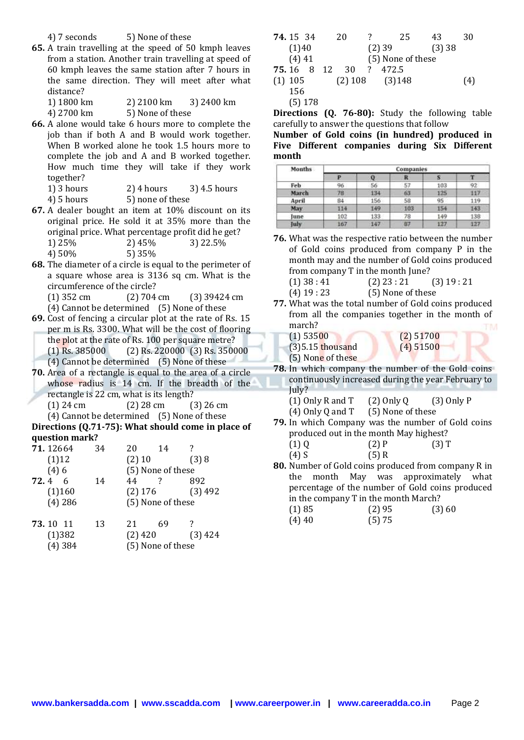4) 7 seconds 5) None of these

**65.** A train travelling at the speed of 50 kmph leaves from a station. Another train travelling at speed of 60 kmph leaves the same station after 7 hours in the same direction. They will meet after what distance?
1) 1800 km 2) 2100 km 3) 2400 km
4) 2700 km 5) None of these

**66.** A alone would take 6 hours more to complete the job than if both A and B would work together. When B worked alone he took 1.5 hours more to complete the job and A and B worked together. How much time they will take if they work together?
1) 3 hours 2) 4 hours 3) 4.5 hours
4) 5 hours 5) none of these

**67.** A dealer bought an item at 10% discount on its original price. He sold it at 35% more than the original price. What percentage profit did he get?
1) 25% 2) 45% 3) 22.5%
4) 50% 5) 35%

**68.** The diameter of a circle is equal to the perimeter of a square whose area is 3136 sq cm. What is the circumference of the circle?
(1) 352 cm (2) 704 cm (3) 39424 cm
(4) Cannot be determined (5) None of these

**69.** Cost of fencing a circular plot at the rate of Rs. 15 per m is Rs. 3300. What will be the cost of flooring the plot at the rate of Rs. 100 per square metre?
(1) Rs. 385000 (2) Rs. 220000 (3) Rs. 350000
(4) Cannot be determined (5) None of these

**70.** Area of a rectangle is equal to the area of a circle whose radius is 14 cm. If the breadth of the rectangle is 22 cm, what is its length?
(1) 24 cm (2) 28 cm (3) 26 cm
(4) Cannot be determined (5) None of these

**Directions (Q.71-75): What should come in place of question mark?**

**71.** 12664 34 20 14 ?
(1)12 (2) 10 (3) 8
(4) 6 (5) None of these

**72.** 4 6 14 44 ? 892
(1)160 (2) 176 (3) 492
(4) 286 (5) None of these

**73.** 10 11 13 21 69 ?
(1)382 (2) 420 (3) 424
(4) 384 (5) None of these

**74.** 15 34 20 ? 25 43 30
(1)40 (2) 39 (3) 38
(4) 41 (5) None of these

**75.** 16 8 12 30 ? 472.5
(1) 105 (2) 108 (3)148 (4) 156
(5) 178

**Directions (Q. 76-80):** Study the following table carefully to answer the questions that follow

**Number of Gold coins (in hundred) produced in Five Different companies during Six Different month**

| Months | Companies | | | | |
|---|---|---|---|---|---|
| | P | Q | R | S | T |
| Feb | 96 | 56 | 57 | 103 | 92 |
| March | 78 | 134 | 63 | 125 | 117 |
| April | 84 | 156 | 58 | 95 | 119 |
| May | 114 | 149 | 103 | 154 | 143 |
| June | 102 | 133 | 78 | 149 | 138 |
| July | 167 | 147 | 87 | 127 | 127 |

**76.** What was the respective ratio between the number of Gold coins produced from company P in the month may and the number of Gold coins produced from company T in the month June?
(1) 38 : 41 (2) 23 : 21 (3) 19 : 21
(4) 19 : 23 (5) None of these

**77.** What was the total number of Gold coins produced from all the companies together in the month of march?
(1) 53500 (2) 51700
(3)5.15 thousand (4) 51500
(5) None of these

**78.** In which company the number of the Gold coins continuously increased during the year February to July?
(1) Only R and T (2) Only Q (3) Only P
(4) Only Q and T (5) None of these

**79.** In which Company was the number of Gold coins produced out in the month May highest?
(1) Q (2) P (3) T
(4) S (5) R

**80.** Number of Gold coins produced from company R in the month May was approximately what percentage of the number of Gold coins produced in the company T in the month March?
(1) 85 (2) 95 (3) 60
(4) 40 (5) 75